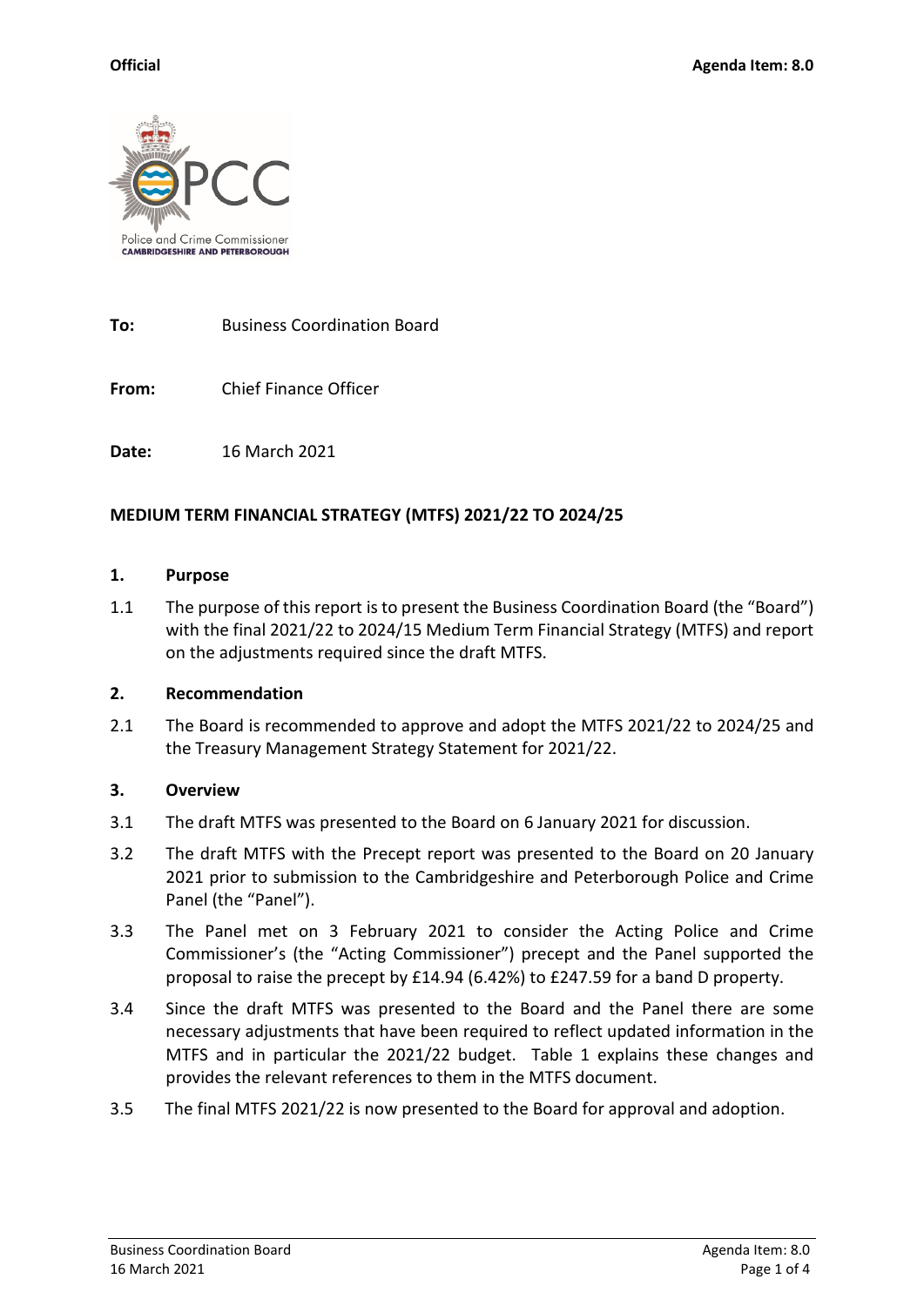**Official** **Agenda Item: 8.0**

**To:** Business Coordination Board

**From:** Chief Finance Officer

**Date:** 16 March 2021

## MEDIUM TERM FINANCIAL STRATEGY (MTFS) 2021/22 TO 2024/25

### 1. Purpose

1.1 The purpose of this report is to present the Business Coordination Board (the "Board") with the final 2021/22 to 2024/15 Medium Term Financial Strategy (MTFS) and report on the adjustments required since the draft MTFS.

### 2. Recommendation

2.1 The Board is recommended to approve and adopt the MTFS 2021/22 to 2024/25 and the Treasury Management Strategy Statement for 2021/22.

### 3. Overview

3.1 The draft MTFS was presented to the Board on 6 January 2021 for discussion.

3.2 The draft MTFS with the Precept report was presented to the Board on 20 January 2021 prior to submission to the Cambridgeshire and Peterborough Police and Crime Panel (the "Panel").

3.3 The Panel met on 3 February 2021 to consider the Acting Police and Crime Commissioner's (the "Acting Commissioner") precept and the Panel supported the proposal to raise the precept by £14.94 (6.42%) to £247.59 for a band D property.

3.4 Since the draft MTFS was presented to the Board and the Panel there are some necessary adjustments that have been required to reflect updated information in the MTFS and in particular the 2021/22 budget. Table 1 explains these changes and provides the relevant references to them in the MTFS document.

3.5 The final MTFS 2021/22 is now presented to the Board for approval and adoption.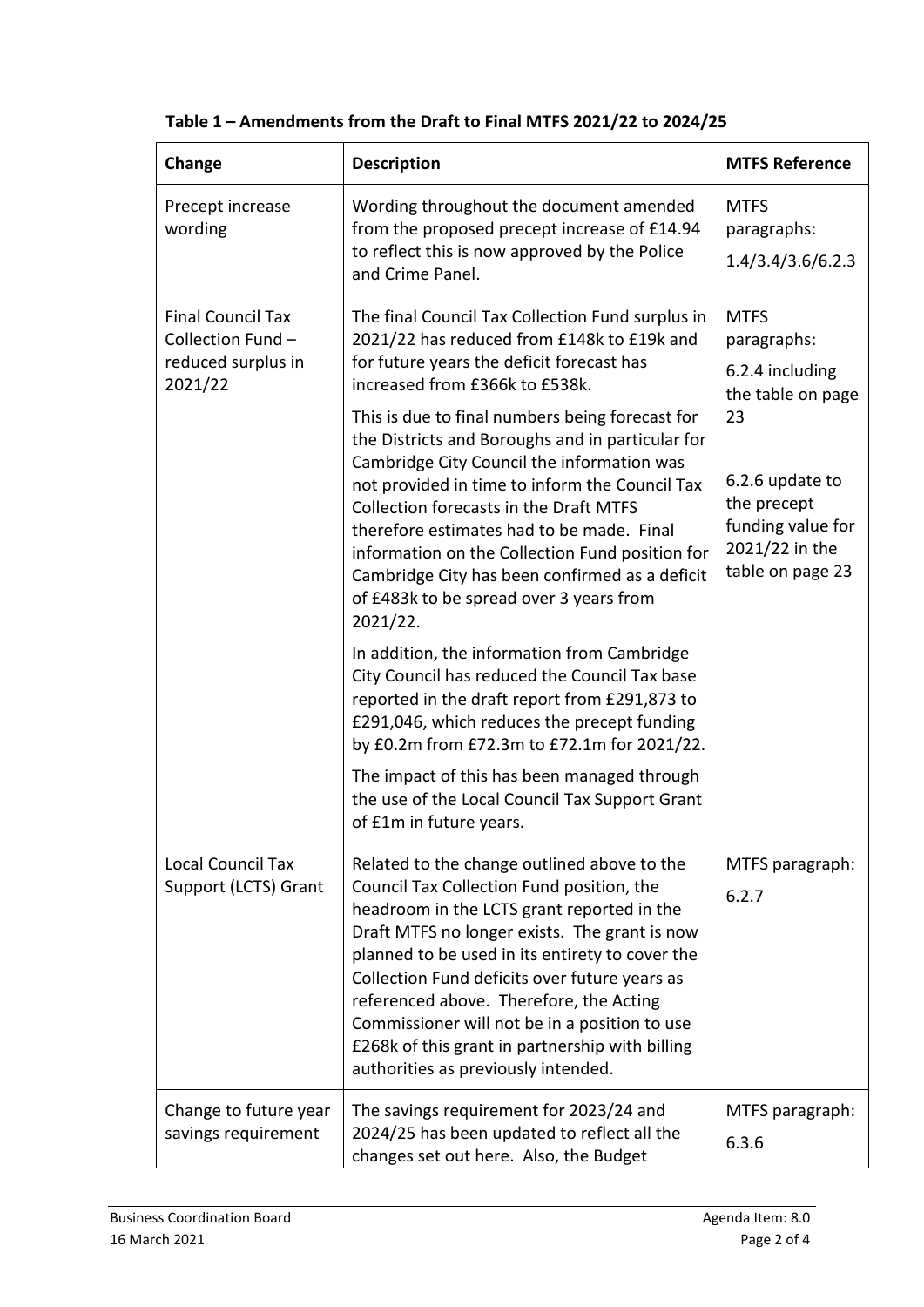**Table 1 – Amendments from the Draft to Final MTFS 2021/22 to 2024/25**

| Change | Description | MTFS Reference |
|---|---|---|
| Precept increase wording | Wording throughout the document amended from the proposed precept increase of £14.94 to reflect this is now approved by the Police and Crime Panel. | MTFS paragraphs: 1.4/3.4/3.6/6.2.3 |
| Final Council Tax Collection Fund – reduced surplus in 2021/22 | The final Council Tax Collection Fund surplus in 2021/22 has reduced from £148k to £19k and for future years the deficit forecast has increased from £366k to £538k.<br><br>This is due to final numbers being forecast for the Districts and Boroughs and in particular for Cambridge City Council the information was not provided in time to inform the Council Tax Collection forecasts in the Draft MTFS therefore estimates had to be made. Final information on the Collection Fund position for Cambridge City has been confirmed as a deficit of £483k to be spread over 3 years from 2021/22.<br><br>In addition, the information from Cambridge City Council has reduced the Council Tax base reported in the draft report from £291,873 to £291,046, which reduces the precept funding by £0.2m from £72.3m to £72.1m for 2021/22.<br><br>The impact of this has been managed through the use of the Local Council Tax Support Grant of £1m in future years. | MTFS paragraphs: 6.2.4 including the table on page 23<br><br>6.2.6 update to the precept funding value for 2021/22 in the table on page 23 |
| Local Council Tax Support (LCTS) Grant | Related to the change outlined above to the Council Tax Collection Fund position, the headroom in the LCTS grant reported in the Draft MTFS no longer exists. The grant is now planned to be used in its entirety to cover the Collection Fund deficits over future years as referenced above. Therefore, the Acting Commissioner will not be in a position to use £268k of this grant in partnership with billing authorities as previously intended. | MTFS paragraph: 6.2.7 |
| Change to future year savings requirement | The savings requirement for 2023/24 and 2024/25 has been updated to reflect all the changes set out here. Also, the Budget | MTFS paragraph: 6.3.6 |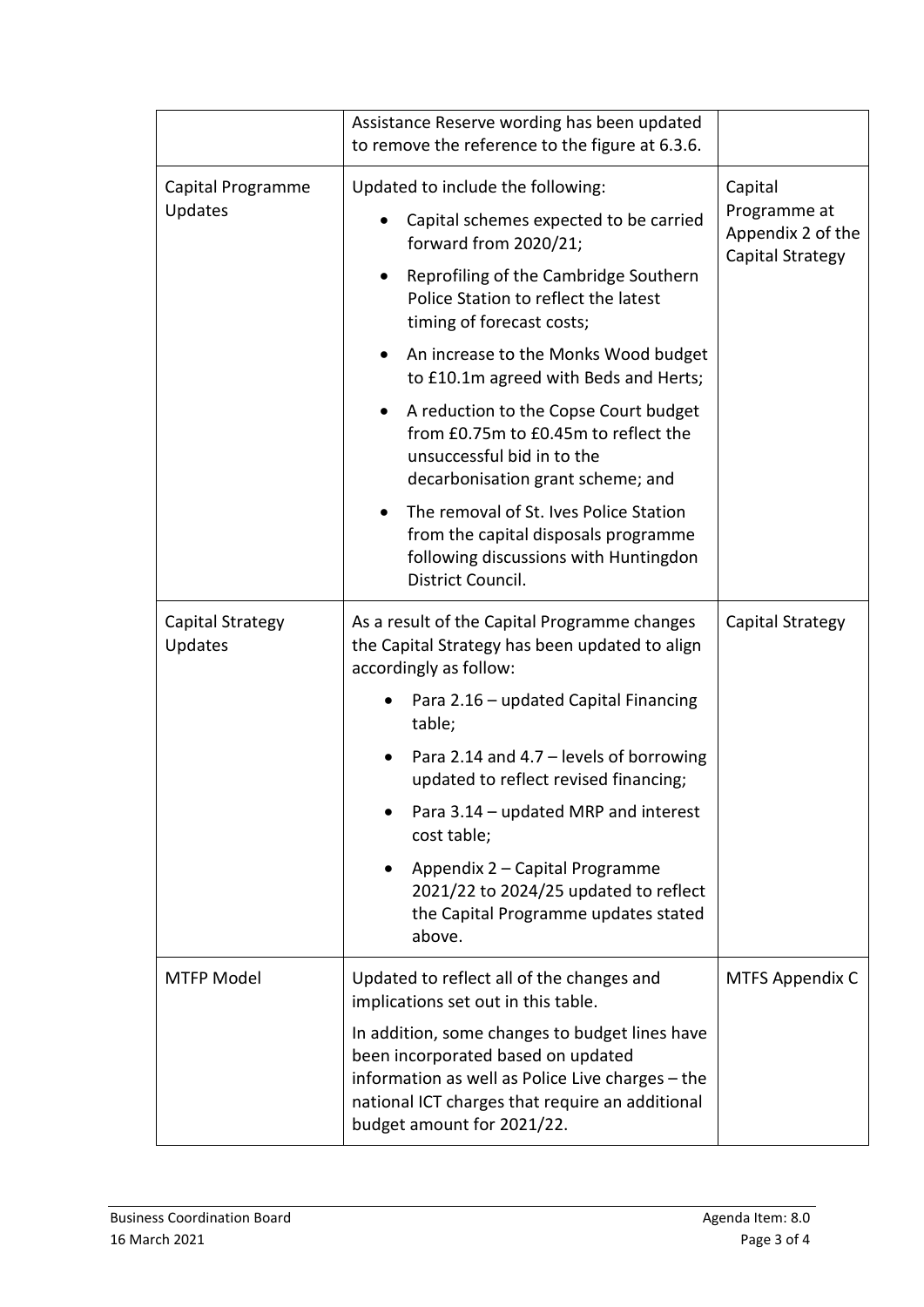| | | |
|---|---|---|
| | Assistance Reserve wording has been updated to remove the reference to the figure at 6.3.6. | |
| Capital Programme Updates | Updated to include the following:<br>• Capital schemes expected to be carried forward from 2020/21;<br>• Reprofiling of the Cambridge Southern Police Station to reflect the latest timing of forecast costs;<br>• An increase to the Monks Wood budget to £10.1m agreed with Beds and Herts;<br>• A reduction to the Copse Court budget from £0.75m to £0.45m to reflect the unsuccessful bid in to the decarbonisation grant scheme; and<br>• The removal of St. Ives Police Station from the capital disposals programme following discussions with Huntingdon District Council. | Capital Programme at Appendix 2 of the Capital Strategy |
| Capital Strategy Updates | As a result of the Capital Programme changes the Capital Strategy has been updated to align accordingly as follow:<br>• Para 2.16 – updated Capital Financing table;<br>• Para 2.14 and 4.7 – levels of borrowing updated to reflect revised financing;<br>• Para 3.14 – updated MRP and interest cost table;<br>• Appendix 2 – Capital Programme 2021/22 to 2024/25 updated to reflect the Capital Programme updates stated above. | Capital Strategy |
| MTFP Model | Updated to reflect all of the changes and implications set out in this table.<br>In addition, some changes to budget lines have been incorporated based on updated information as well as Police Live charges – the national ICT charges that require an additional budget amount for 2021/22. | MTFS Appendix C |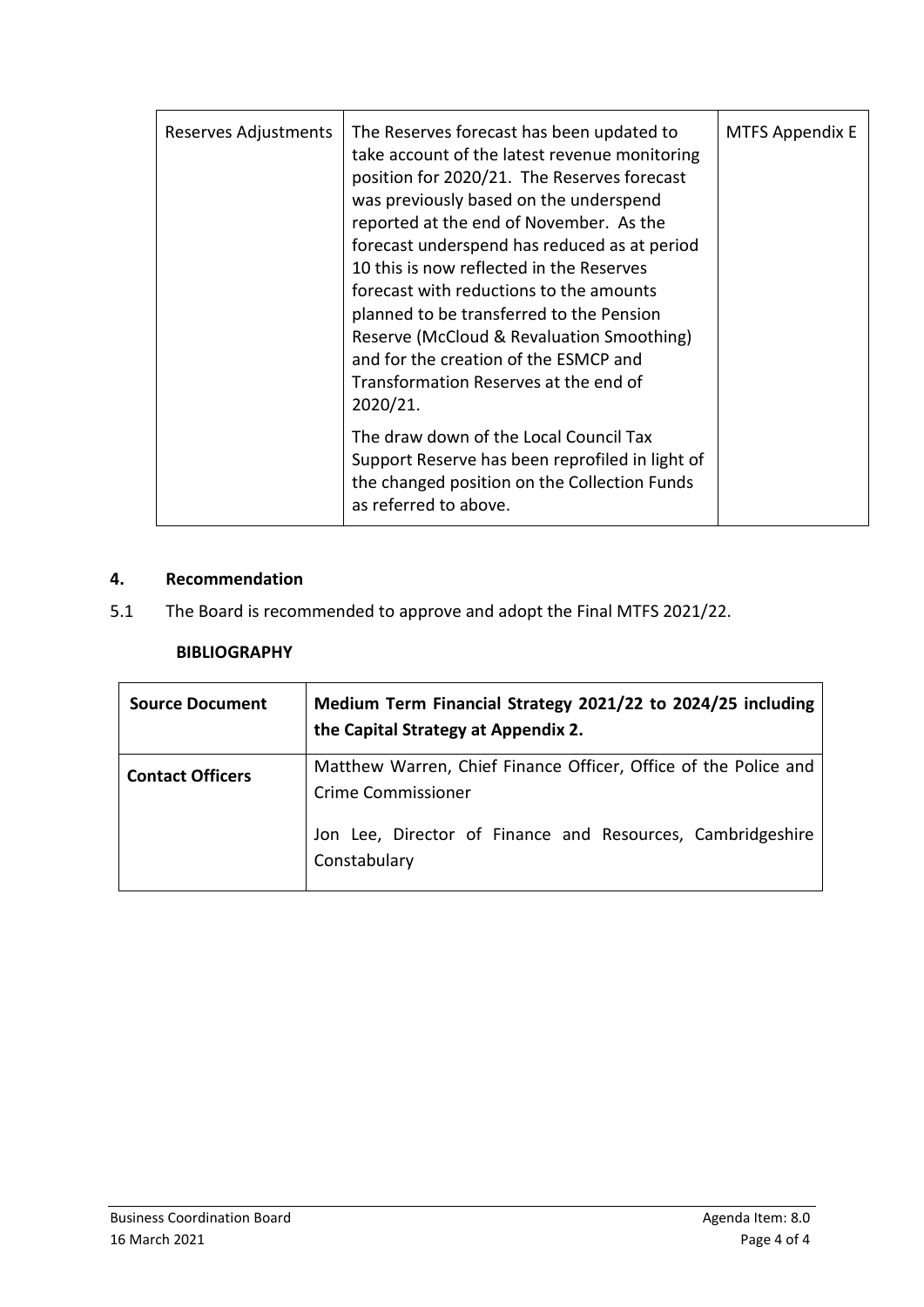| | | |
|---|---|---|
| Reserves Adjustments | The Reserves forecast has been updated to take account of the latest revenue monitoring position for 2020/21. The Reserves forecast was previously based on the underspend reported at the end of November. As the forecast underspend has reduced as at period 10 this is now reflected in the Reserves forecast with reductions to the amounts planned to be transferred to the Pension Reserve (McCloud & Revaluation Smoothing) and for the creation of the ESMCP and Transformation Reserves at the end of 2020/21.<br><br>The draw down of the Local Council Tax Support Reserve has been reprofiled in light of the changed position on the Collection Funds as referred to above. | MTFS Appendix E |

## 4. Recommendation

5.1 The Board is recommended to approve and adopt the Final MTFS 2021/22.

**BIBLIOGRAPHY**

| **Source Document** | **Medium Term Financial Strategy 2021/22 to 2024/25 including the Capital Strategy at Appendix 2.** |
|---|---|
| **Contact Officers** | Matthew Warren, Chief Finance Officer, Office of the Police and Crime Commissioner<br><br>Jon Lee, Director of Finance and Resources, Cambridgeshire Constabulary |